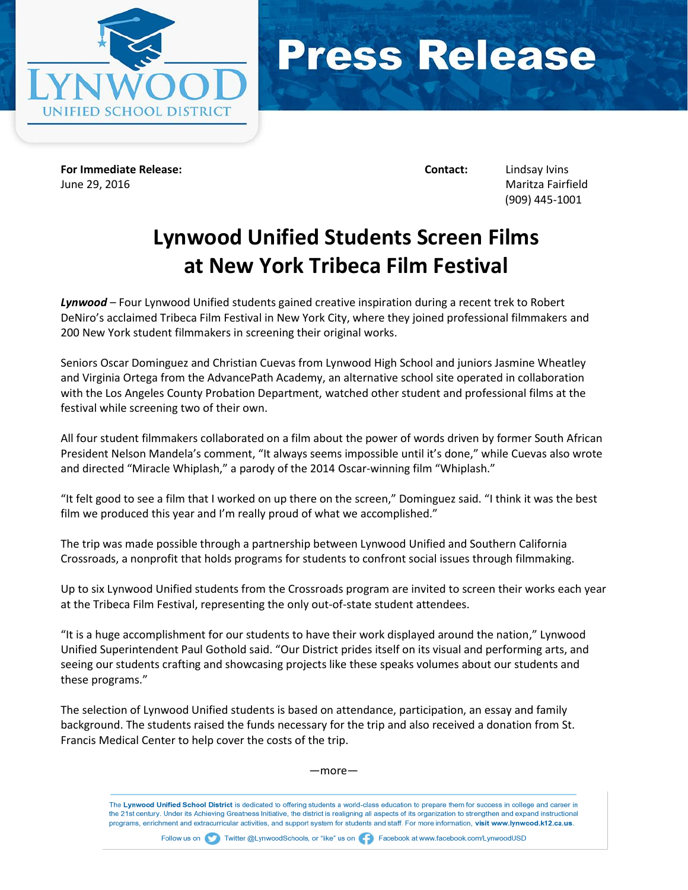LYNWOOD UNIFIED SCHOOL DISTRICT

# Press Release

**For Immediate Release:**
June 29, 2016

**Contact:** Lindsay Ivins
Maritza Fairfield
(909) 445-1001

## Lynwood Unified Students Screen Films at New York Tribeca Film Festival

***Lynwood*** – Four Lynwood Unified students gained creative inspiration during a recent trek to Robert DeNiro's acclaimed Tribeca Film Festival in New York City, where they joined professional filmmakers and 200 New York student filmmakers in screening their original works.

Seniors Oscar Dominguez and Christian Cuevas from Lynwood High School and juniors Jasmine Wheatley and Virginia Ortega from the AdvancePath Academy, an alternative school site operated in collaboration with the Los Angeles County Probation Department, watched other student and professional films at the festival while screening two of their own.

All four student filmmakers collaborated on a film about the power of words driven by former South African President Nelson Mandela's comment, "It always seems impossible until it's done," while Cuevas also wrote and directed "Miracle Whiplash," a parody of the 2014 Oscar-winning film "Whiplash."

"It felt good to see a film that I worked on up there on the screen," Dominguez said. "I think it was the best film we produced this year and I'm really proud of what we accomplished."

The trip was made possible through a partnership between Lynwood Unified and Southern California Crossroads, a nonprofit that holds programs for students to confront social issues through filmmaking.

Up to six Lynwood Unified students from the Crossroads program are invited to screen their works each year at the Tribeca Film Festival, representing the only out-of-state student attendees.

"It is a huge accomplishment for our students to have their work displayed around the nation," Lynwood Unified Superintendent Paul Gothold said. "Our District prides itself on its visual and performing arts, and seeing our students crafting and showcasing projects like these speaks volumes about our students and these programs."

The selection of Lynwood Unified students is based on attendance, participation, an essay and family background. The students raised the funds necessary for the trip and also received a donation from St. Francis Medical Center to help cover the costs of the trip.

—more—

The **Lynwood Unified School District** is dedicated to offering students a world-class education to prepare them for success in college and career in the 21st century. Under its Achieving Greatness Initiative, the district is realigning all aspects of its organization to strengthen and expand instructional programs, enrichment and extracurricular activities, and support system for students and staff. For more information, **visit www.lynwood.k12.ca.us**.

Follow us on Twitter @LynwoodSchools, or "like" us on Facebook at www.facebook.com/LynwoodUSD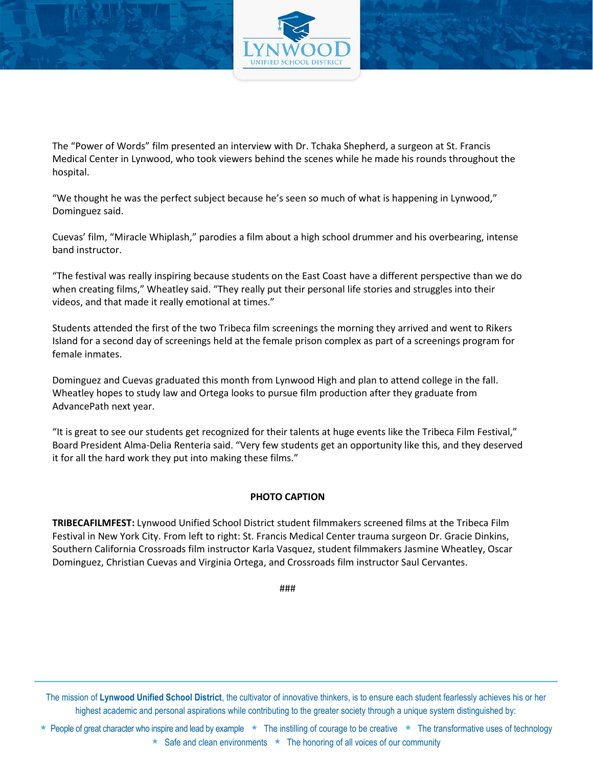The "Power of Words" film presented an interview with Dr. Tchaka Shepherd, a surgeon at St. Francis Medical Center in Lynwood, who took viewers behind the scenes while he made his rounds throughout the hospital.

"We thought he was the perfect subject because he's seen so much of what is happening in Lynwood," Dominguez said.

Cuevas' film, "Miracle Whiplash," parodies a film about a high school drummer and his overbearing, intense band instructor.

"The festival was really inspiring because students on the East Coast have a different perspective than we do when creating films," Wheatley said. "They really put their personal life stories and struggles into their videos, and that made it really emotional at times."

Students attended the first of the two Tribeca film screenings the morning they arrived and went to Rikers Island for a second day of screenings held at the female prison complex as part of a screenings program for female inmates.

Dominguez and Cuevas graduated this month from Lynwood High and plan to attend college in the fall. Wheatley hopes to study law and Ortega looks to pursue film production after they graduate from AdvancePath next year.

"It is great to see our students get recognized for their talents at huge events like the Tribeca Film Festival," Board President Alma-Delia Renteria said. "Very few students get an opportunity like this, and they deserved it for all the hard work they put into making these films."

**PHOTO CAPTION**

**TRIBECAFILMFEST:** Lynwood Unified School District student filmmakers screened films at the Tribeca Film Festival in New York City. From left to right: St. Francis Medical Center trauma surgeon Dr. Gracie Dinkins, Southern California Crossroads film instructor Karla Vasquez, student filmmakers Jasmine Wheatley, Oscar Dominguez, Christian Cuevas and Virginia Ortega, and Crossroads film instructor Saul Cervantes.

###

The mission of **Lynwood Unified School District**, the cultivator of innovative thinkers, is to ensure each student fearlessly achieves his or her highest academic and personal aspirations while contributing to the greater society through a unique system distinguished by:

★ People of great character who inspire and lead by example ★ The instilling of courage to be creative ★ The transformative uses of technology ★ Safe and clean environments ★ The honoring of all voices of our community